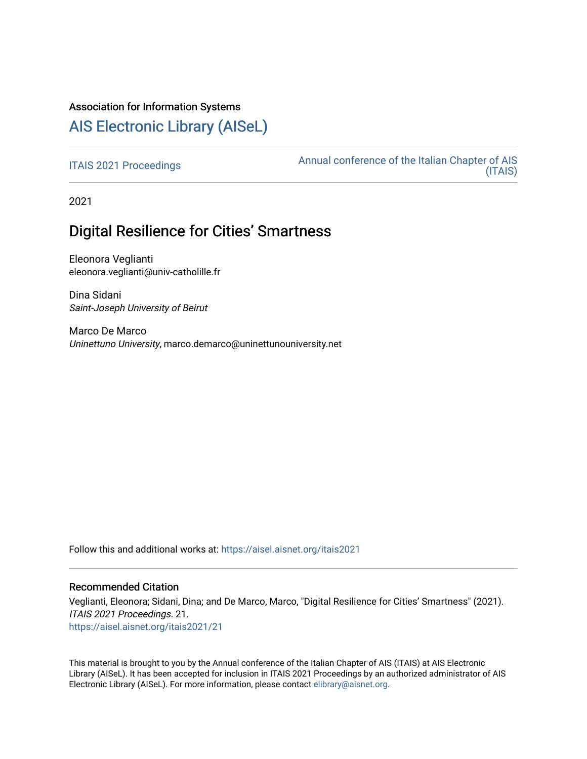Association for Information Systems

# AIS Electronic Library (AISeL)

ITAIS 2021 Proceedings

Annual conference of the Italian Chapter of AIS (ITAIS)

2021

## Digital Resilience for Cities' Smartness

Eleonora Veglianti
eleonora.veglianti@univ-catholille.fr

Dina Sidani
*Saint-Joseph University of Beirut*

Marco De Marco
*Uninettuno University*, marco.demarco@uninettunouniversity.net

Follow this and additional works at: https://aisel.aisnet.org/itais2021

### Recommended Citation

Veglianti, Eleonora; Sidani, Dina; and De Marco, Marco, "Digital Resilience for Cities' Smartness" (2021). *ITAIS 2021 Proceedings*. 21.
https://aisel.aisnet.org/itais2021/21

This material is brought to you by the Annual conference of the Italian Chapter of AIS (ITAIS) at AIS Electronic Library (AISeL). It has been accepted for inclusion in ITAIS 2021 Proceedings by an authorized administrator of AIS Electronic Library (AISeL). For more information, please contact elibrary@aisnet.org.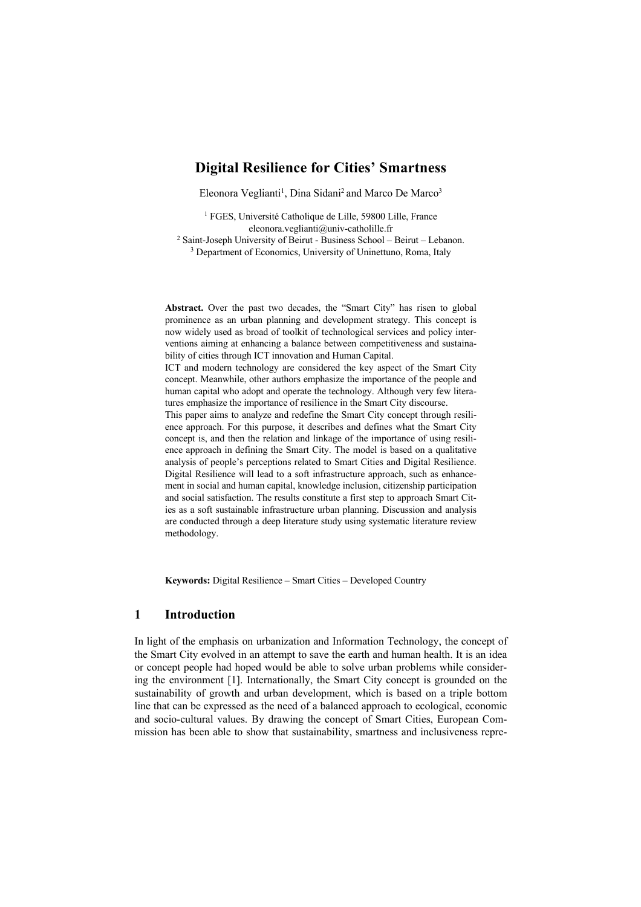# Digital Resilience for Cities' Smartness

Eleonora Veglianti[1], Dina Sidani[2] and Marco De Marco[3]

[1] FGES, Université Catholique de Lille, 59800 Lille, France
eleonora.veglianti@univ-catholille.fr

[2] Saint-Joseph University of Beirut - Business School – Beirut – Lebanon.

[3] Department of Economics, University of Uninettuno, Roma, Italy

**Abstract.** Over the past two decades, the "Smart City" has risen to global prominence as an urban planning and development strategy. This concept is now widely used as broad of toolkit of technological services and policy interventions aiming at enhancing a balance between competitiveness and sustainability of cities through ICT innovation and Human Capital.

ICT and modern technology are considered the key aspect of the Smart City concept. Meanwhile, other authors emphasize the importance of the people and human capital who adopt and operate the technology. Although very few literatures emphasize the importance of resilience in the Smart City discourse.

This paper aims to analyze and redefine the Smart City concept through resilience approach. For this purpose, it describes and defines what the Smart City concept is, and then the relation and linkage of the importance of using resilience approach in defining the Smart City. The model is based on a qualitative analysis of people's perceptions related to Smart Cities and Digital Resilience. Digital Resilience will lead to a soft infrastructure approach, such as enhancement in social and human capital, knowledge inclusion, citizenship participation and social satisfaction. The results constitute a first step to approach Smart Cities as a soft sustainable infrastructure urban planning. Discussion and analysis are conducted through a deep literature study using systematic literature review methodology.

**Keywords:** Digital Resilience – Smart Cities – Developed Country

## 1 Introduction

In light of the emphasis on urbanization and Information Technology, the concept of the Smart City evolved in an attempt to save the earth and human health. It is an idea or concept people had hoped would be able to solve urban problems while considering the environment [1]. Internationally, the Smart City concept is grounded on the sustainability of growth and urban development, which is based on a triple bottom line that can be expressed as the need of a balanced approach to ecological, economic and socio-cultural values. By drawing the concept of Smart Cities, European Commission has been able to show that sustainability, smartness and inclusiveness repre-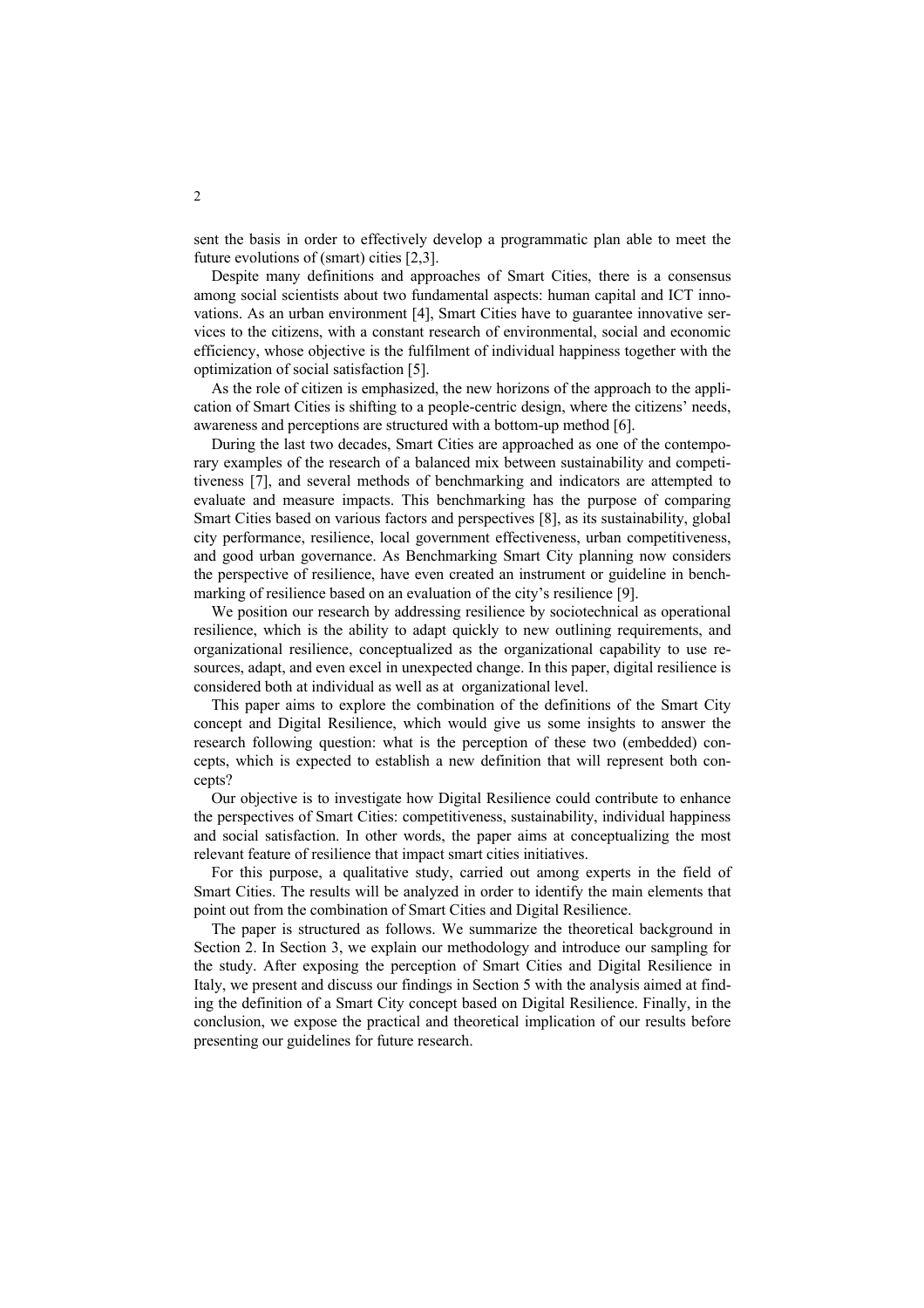sent the basis in order to effectively develop a programmatic plan able to meet the future evolutions of (smart) cities [2,3].

Despite many definitions and approaches of Smart Cities, there is a consensus among social scientists about two fundamental aspects: human capital and ICT innovations. As an urban environment [4], Smart Cities have to guarantee innovative services to the citizens, with a constant research of environmental, social and economic efficiency, whose objective is the fulfilment of individual happiness together with the optimization of social satisfaction [5].

As the role of citizen is emphasized, the new horizons of the approach to the application of Smart Cities is shifting to a people-centric design, where the citizens' needs, awareness and perceptions are structured with a bottom-up method [6].

During the last two decades, Smart Cities are approached as one of the contemporary examples of the research of a balanced mix between sustainability and competitiveness [7], and several methods of benchmarking and indicators are attempted to evaluate and measure impacts. This benchmarking has the purpose of comparing Smart Cities based on various factors and perspectives [8], as its sustainability, global city performance, resilience, local government effectiveness, urban competitiveness, and good urban governance. As Benchmarking Smart City planning now considers the perspective of resilience, have even created an instrument or guideline in benchmarking of resilience based on an evaluation of the city's resilience [9].

We position our research by addressing resilience by sociotechnical as operational resilience, which is the ability to adapt quickly to new outlining requirements, and organizational resilience, conceptualized as the organizational capability to use resources, adapt, and even excel in unexpected change. In this paper, digital resilience is considered both at individual as well as at organizational level.

This paper aims to explore the combination of the definitions of the Smart City concept and Digital Resilience, which would give us some insights to answer the research following question: what is the perception of these two (embedded) concepts, which is expected to establish a new definition that will represent both concepts?

Our objective is to investigate how Digital Resilience could contribute to enhance the perspectives of Smart Cities: competitiveness, sustainability, individual happiness and social satisfaction. In other words, the paper aims at conceptualizing the most relevant feature of resilience that impact smart cities initiatives.

For this purpose, a qualitative study, carried out among experts in the field of Smart Cities. The results will be analyzed in order to identify the main elements that point out from the combination of Smart Cities and Digital Resilience.

The paper is structured as follows. We summarize the theoretical background in Section 2. In Section 3, we explain our methodology and introduce our sampling for the study. After exposing the perception of Smart Cities and Digital Resilience in Italy, we present and discuss our findings in Section 5 with the analysis aimed at finding the definition of a Smart City concept based on Digital Resilience. Finally, in the conclusion, we expose the practical and theoretical implication of our results before presenting our guidelines for future research.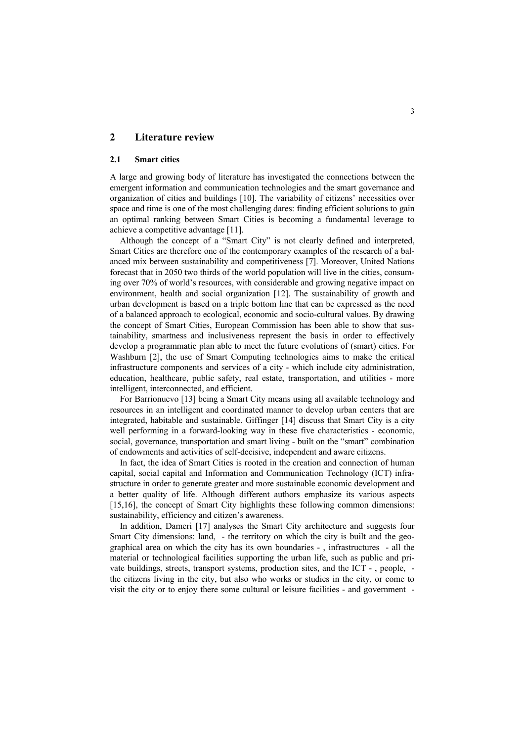# 2 Literature review

## 2.1 Smart cities

A large and growing body of literature has investigated the connections between the emergent information and communication technologies and the smart governance and organization of cities and buildings [10]. The variability of citizens' necessities over space and time is one of the most challenging dares: finding efficient solutions to gain an optimal ranking between Smart Cities is becoming a fundamental leverage to achieve a competitive advantage [11].

Although the concept of a "Smart City" is not clearly defined and interpreted, Smart Cities are therefore one of the contemporary examples of the research of a balanced mix between sustainability and competitiveness [7]. Moreover, United Nations forecast that in 2050 two thirds of the world population will live in the cities, consuming over 70% of world's resources, with considerable and growing negative impact on environment, health and social organization [12]. The sustainability of growth and urban development is based on a triple bottom line that can be expressed as the need of a balanced approach to ecological, economic and socio-cultural values. By drawing the concept of Smart Cities, European Commission has been able to show that sustainability, smartness and inclusiveness represent the basis in order to effectively develop a programmatic plan able to meet the future evolutions of (smart) cities. For Washburn [2], the use of Smart Computing technologies aims to make the critical infrastructure components and services of a city - which include city administration, education, healthcare, public safety, real estate, transportation, and utilities - more intelligent, interconnected, and efficient.

For Barrionuevo [13] being a Smart City means using all available technology and resources in an intelligent and coordinated manner to develop urban centers that are integrated, habitable and sustainable. Giffinger [14] discuss that Smart City is a city well performing in a forward-looking way in these five characteristics - economic, social, governance, transportation and smart living - built on the "smart" combination of endowments and activities of self-decisive, independent and aware citizens.

In fact, the idea of Smart Cities is rooted in the creation and connection of human capital, social capital and Information and Communication Technology (ICT) infrastructure in order to generate greater and more sustainable economic development and a better quality of life. Although different authors emphasize its various aspects [15,16], the concept of Smart City highlights these following common dimensions: sustainability, efficiency and citizen's awareness.

In addition, Dameri [17] analyses the Smart City architecture and suggests four Smart City dimensions: land, - the territory on which the city is built and the geographical area on which the city has its own boundaries - , infrastructures - all the material or technological facilities supporting the urban life, such as public and private buildings, streets, transport systems, production sites, and the ICT - , people, - the citizens living in the city, but also who works or studies in the city, or come to visit the city or to enjoy there some cultural or leisure facilities - and government -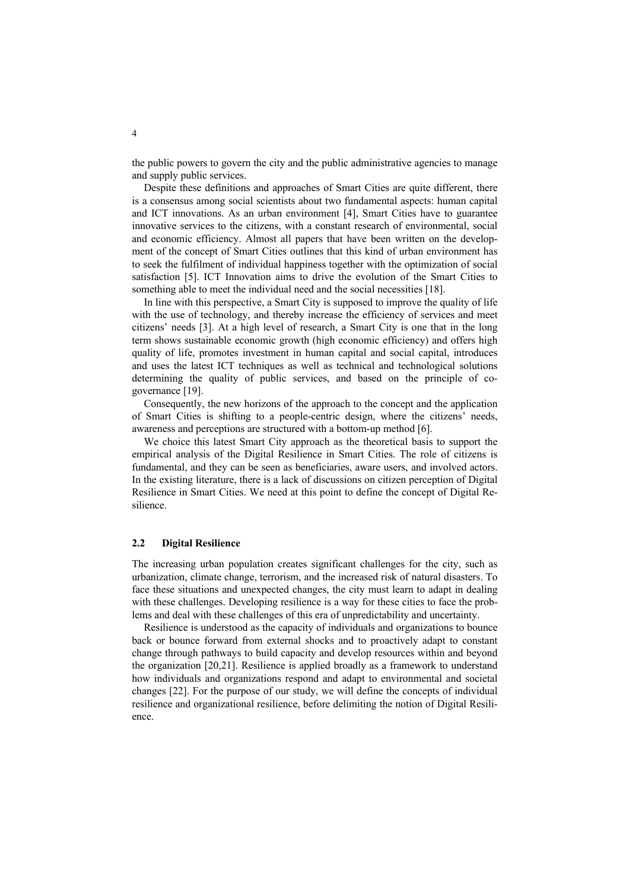the public powers to govern the city and the public administrative agencies to manage and supply public services.

Despite these definitions and approaches of Smart Cities are quite different, there is a consensus among social scientists about two fundamental aspects: human capital and ICT innovations. As an urban environment [4], Smart Cities have to guarantee innovative services to the citizens, with a constant research of environmental, social and economic efficiency. Almost all papers that have been written on the development of the concept of Smart Cities outlines that this kind of urban environment has to seek the fulfilment of individual happiness together with the optimization of social satisfaction [5]. ICT Innovation aims to drive the evolution of the Smart Cities to something able to meet the individual need and the social necessities [18].

In line with this perspective, a Smart City is supposed to improve the quality of life with the use of technology, and thereby increase the efficiency of services and meet citizens' needs [3]. At a high level of research, a Smart City is one that in the long term shows sustainable economic growth (high economic efficiency) and offers high quality of life, promotes investment in human capital and social capital, introduces and uses the latest ICT techniques as well as technical and technological solutions determining the quality of public services, and based on the principle of co-governance [19].

Consequently, the new horizons of the approach to the concept and the application of Smart Cities is shifting to a people-centric design, where the citizens' needs, awareness and perceptions are structured with a bottom-up method [6].

We choice this latest Smart City approach as the theoretical basis to support the empirical analysis of the Digital Resilience in Smart Cities. The role of citizens is fundamental, and they can be seen as beneficiaries, aware users, and involved actors. In the existing literature, there is a lack of discussions on citizen perception of Digital Resilience in Smart Cities. We need at this point to define the concept of Digital Resilience.

### 2.2 Digital Resilience

The increasing urban population creates significant challenges for the city, such as urbanization, climate change, terrorism, and the increased risk of natural disasters. To face these situations and unexpected changes, the city must learn to adapt in dealing with these challenges. Developing resilience is a way for these cities to face the problems and deal with these challenges of this era of unpredictability and uncertainty.

Resilience is understood as the capacity of individuals and organizations to bounce back or bounce forward from external shocks and to proactively adapt to constant change through pathways to build capacity and develop resources within and beyond the organization [20,21]. Resilience is applied broadly as a framework to understand how individuals and organizations respond and adapt to environmental and societal changes [22]. For the purpose of our study, we will define the concepts of individual resilience and organizational resilience, before delimiting the notion of Digital Resilience.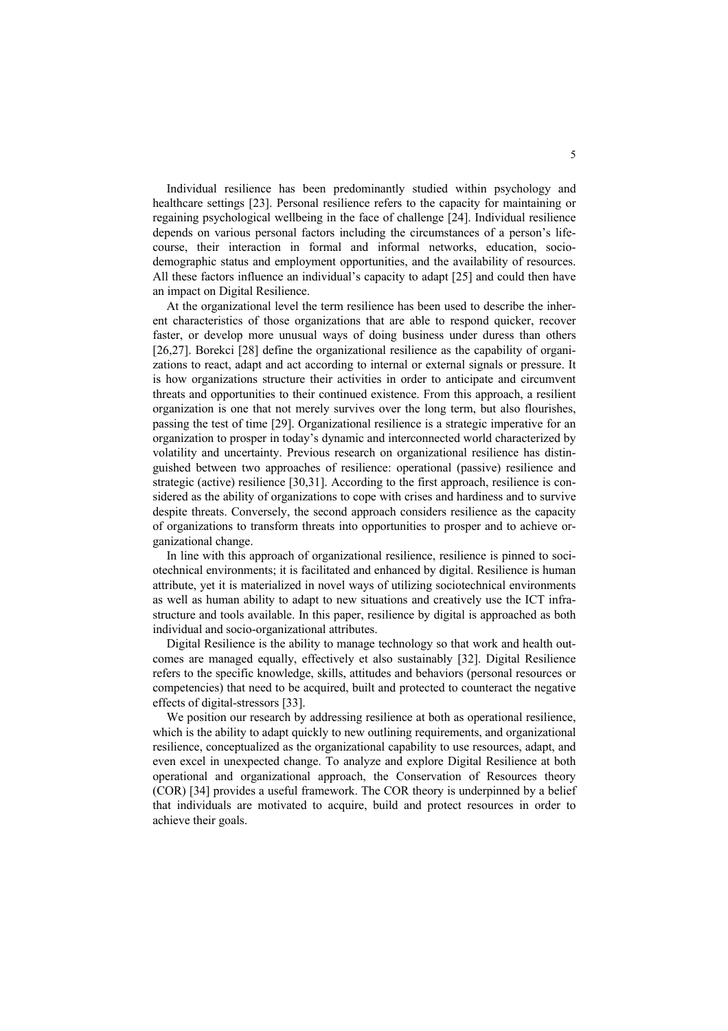Individual resilience has been predominantly studied within psychology and healthcare settings [23]. Personal resilience refers to the capacity for maintaining or regaining psychological wellbeing in the face of challenge [24]. Individual resilience depends on various personal factors including the circumstances of a person's life-course, their interaction in formal and informal networks, education, socio-demographic status and employment opportunities, and the availability of resources. All these factors influence an individual's capacity to adapt [25] and could then have an impact on Digital Resilience.

At the organizational level the term resilience has been used to describe the inherent characteristics of those organizations that are able to respond quicker, recover faster, or develop more unusual ways of doing business under duress than others [26,27]. Borekci [28] define the organizational resilience as the capability of organizations to react, adapt and act according to internal or external signals or pressure. It is how organizations structure their activities in order to anticipate and circumvent threats and opportunities to their continued existence. From this approach, a resilient organization is one that not merely survives over the long term, but also flourishes, passing the test of time [29]. Organizational resilience is a strategic imperative for an organization to prosper in today's dynamic and interconnected world characterized by volatility and uncertainty. Previous research on organizational resilience has distinguished between two approaches of resilience: operational (passive) resilience and strategic (active) resilience [30,31]. According to the first approach, resilience is considered as the ability of organizations to cope with crises and hardiness and to survive despite threats. Conversely, the second approach considers resilience as the capacity of organizations to transform threats into opportunities to prosper and to achieve organizational change.

In line with this approach of organizational resilience, resilience is pinned to sociotechnical environments; it is facilitated and enhanced by digital. Resilience is human attribute, yet it is materialized in novel ways of utilizing sociotechnical environments as well as human ability to adapt to new situations and creatively use the ICT infrastructure and tools available. In this paper, resilience by digital is approached as both individual and socio-organizational attributes.

Digital Resilience is the ability to manage technology so that work and health outcomes are managed equally, effectively et also sustainably [32]. Digital Resilience refers to the specific knowledge, skills, attitudes and behaviors (personal resources or competencies) that need to be acquired, built and protected to counteract the negative effects of digital-stressors [33].

We position our research by addressing resilience at both as operational resilience, which is the ability to adapt quickly to new outlining requirements, and organizational resilience, conceptualized as the organizational capability to use resources, adapt, and even excel in unexpected change. To analyze and explore Digital Resilience at both operational and organizational approach, the Conservation of Resources theory (COR) [34] provides a useful framework. The COR theory is underpinned by a belief that individuals are motivated to acquire, build and protect resources in order to achieve their goals.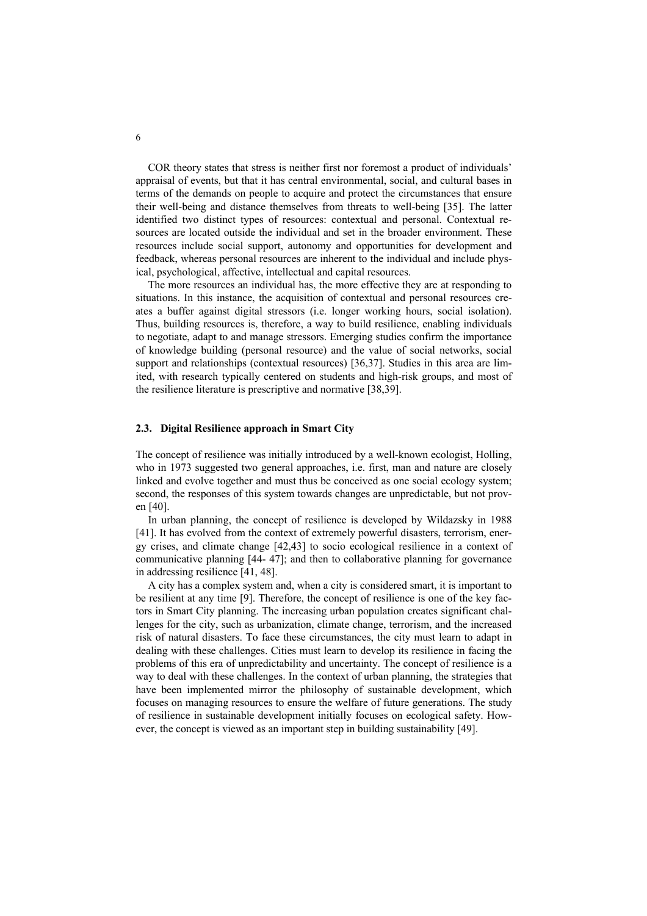COR theory states that stress is neither first nor foremost a product of individuals' appraisal of events, but that it has central environmental, social, and cultural bases in terms of the demands on people to acquire and protect the circumstances that ensure their well-being and distance themselves from threats to well-being [35]. The latter identified two distinct types of resources: contextual and personal. Contextual resources are located outside the individual and set in the broader environment. These resources include social support, autonomy and opportunities for development and feedback, whereas personal resources are inherent to the individual and include physical, psychological, affective, intellectual and capital resources.

The more resources an individual has, the more effective they are at responding to situations. In this instance, the acquisition of contextual and personal resources creates a buffer against digital stressors (i.e. longer working hours, social isolation). Thus, building resources is, therefore, a way to build resilience, enabling individuals to negotiate, adapt to and manage stressors. Emerging studies confirm the importance of knowledge building (personal resource) and the value of social networks, social support and relationships (contextual resources) [36,37]. Studies in this area are limited, with research typically centered on students and high-risk groups, and most of the resilience literature is prescriptive and normative [38,39].

### 2.3. Digital Resilience approach in Smart City

The concept of resilience was initially introduced by a well-known ecologist, Holling, who in 1973 suggested two general approaches, i.e. first, man and nature are closely linked and evolve together and must thus be conceived as one social ecology system; second, the responses of this system towards changes are unpredictable, but not proven [40].

In urban planning, the concept of resilience is developed by Wildazsky in 1988 [41]. It has evolved from the context of extremely powerful disasters, terrorism, energy crises, and climate change [42,43] to socio ecological resilience in a context of communicative planning [44- 47]; and then to collaborative planning for governance in addressing resilience [41, 48].

A city has a complex system and, when a city is considered smart, it is important to be resilient at any time [9]. Therefore, the concept of resilience is one of the key factors in Smart City planning. The increasing urban population creates significant challenges for the city, such as urbanization, climate change, terrorism, and the increased risk of natural disasters. To face these circumstances, the city must learn to adapt in dealing with these challenges. Cities must learn to develop its resilience in facing the problems of this era of unpredictability and uncertainty. The concept of resilience is a way to deal with these challenges. In the context of urban planning, the strategies that have been implemented mirror the philosophy of sustainable development, which focuses on managing resources to ensure the welfare of future generations. The study of resilience in sustainable development initially focuses on ecological safety. However, the concept is viewed as an important step in building sustainability [49].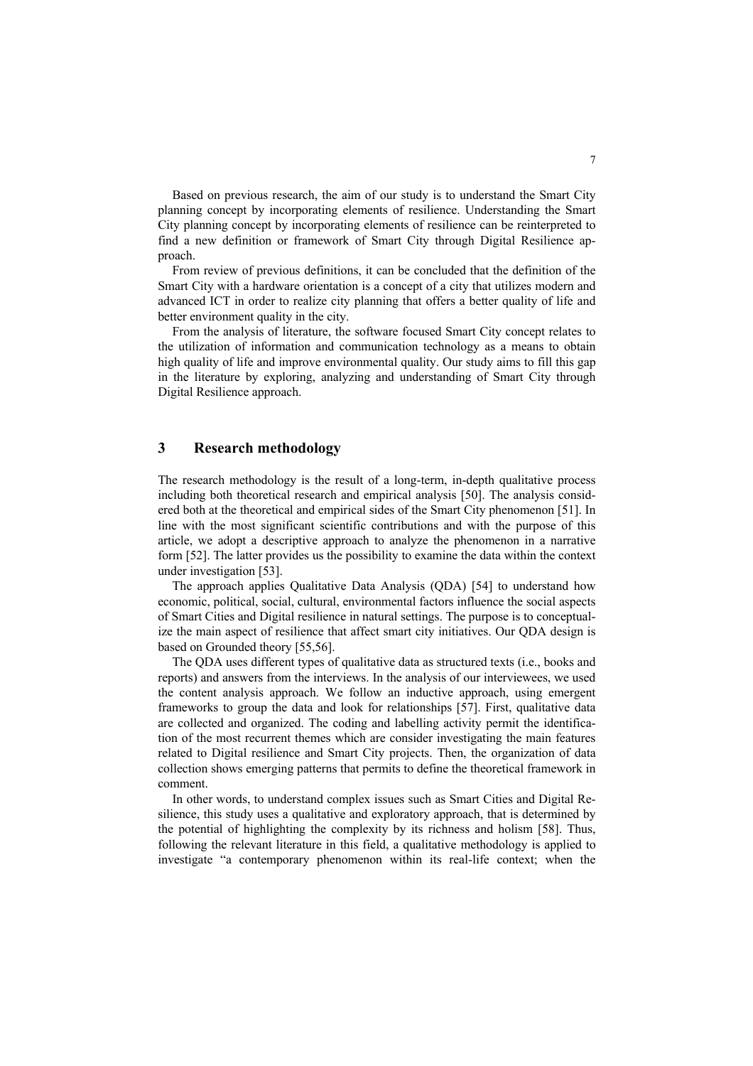Based on previous research, the aim of our study is to understand the Smart City planning concept by incorporating elements of resilience. Understanding the Smart City planning concept by incorporating elements of resilience can be reinterpreted to find a new definition or framework of Smart City through Digital Resilience approach.

From review of previous definitions, it can be concluded that the definition of the Smart City with a hardware orientation is a concept of a city that utilizes modern and advanced ICT in order to realize city planning that offers a better quality of life and better environment quality in the city.

From the analysis of literature, the software focused Smart City concept relates to the utilization of information and communication technology as a means to obtain high quality of life and improve environmental quality. Our study aims to fill this gap in the literature by exploring, analyzing and understanding of Smart City through Digital Resilience approach.

## 3 Research methodology

The research methodology is the result of a long-term, in-depth qualitative process including both theoretical research and empirical analysis [50]. The analysis considered both at the theoretical and empirical sides of the Smart City phenomenon [51]. In line with the most significant scientific contributions and with the purpose of this article, we adopt a descriptive approach to analyze the phenomenon in a narrative form [52]. The latter provides us the possibility to examine the data within the context under investigation [53].

The approach applies Qualitative Data Analysis (QDA) [54] to understand how economic, political, social, cultural, environmental factors influence the social aspects of Smart Cities and Digital resilience in natural settings. The purpose is to conceptualize the main aspect of resilience that affect smart city initiatives. Our QDA design is based on Grounded theory [55,56].

The QDA uses different types of qualitative data as structured texts (i.e., books and reports) and answers from the interviews. In the analysis of our interviewees, we used the content analysis approach. We follow an inductive approach, using emergent frameworks to group the data and look for relationships [57]. First, qualitative data are collected and organized. The coding and labelling activity permit the identification of the most recurrent themes which are consider investigating the main features related to Digital resilience and Smart City projects. Then, the organization of data collection shows emerging patterns that permits to define the theoretical framework in comment.

In other words, to understand complex issues such as Smart Cities and Digital Resilience, this study uses a qualitative and exploratory approach, that is determined by the potential of highlighting the complexity by its richness and holism [58]. Thus, following the relevant literature in this field, a qualitative methodology is applied to investigate "a contemporary phenomenon within its real-life context; when the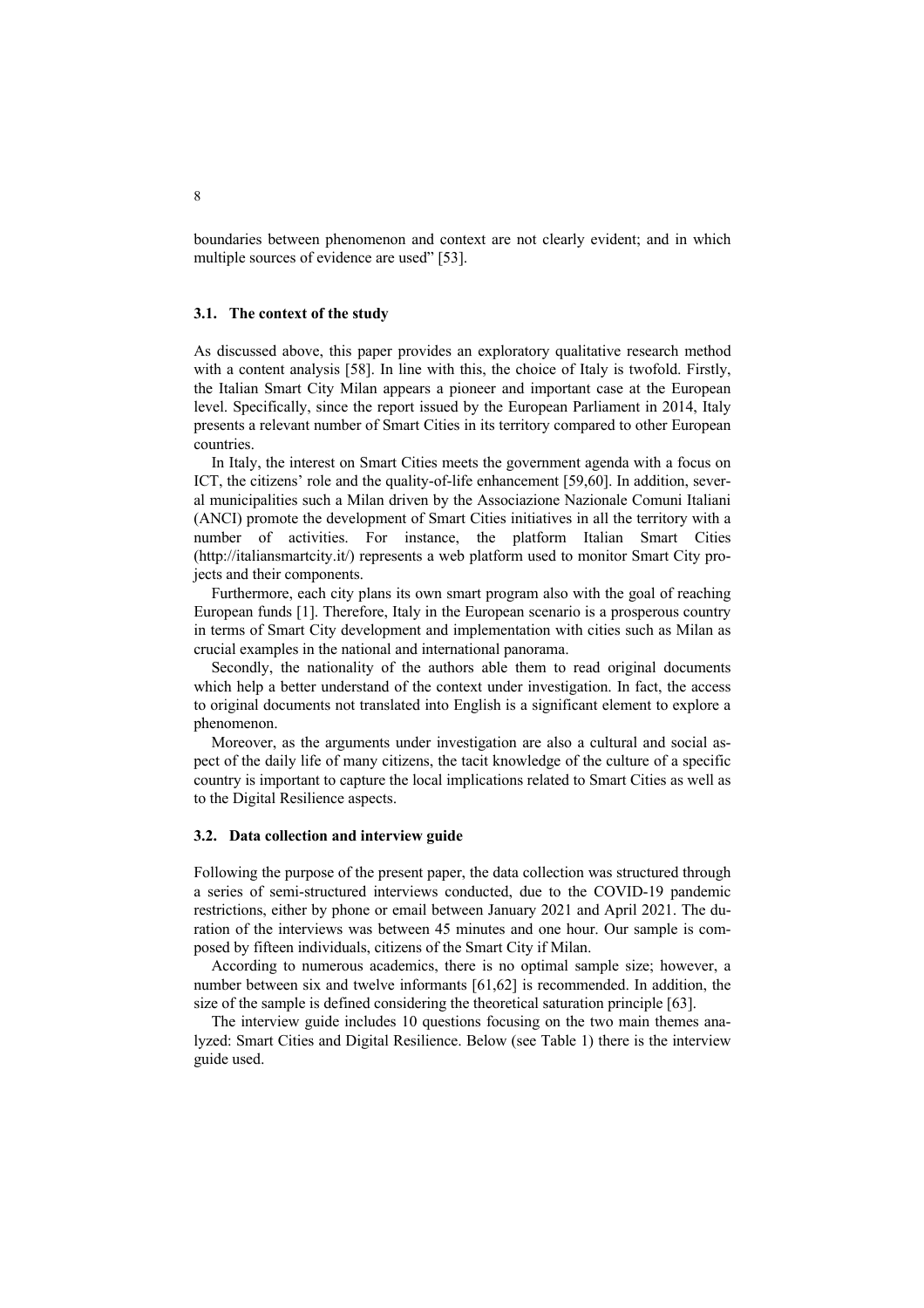boundaries between phenomenon and context are not clearly evident; and in which multiple sources of evidence are used" [53].

### 3.1. The context of the study

As discussed above, this paper provides an exploratory qualitative research method with a content analysis [58]. In line with this, the choice of Italy is twofold. Firstly, the Italian Smart City Milan appears a pioneer and important case at the European level. Specifically, since the report issued by the European Parliament in 2014, Italy presents a relevant number of Smart Cities in its territory compared to other European countries.

In Italy, the interest on Smart Cities meets the government agenda with a focus on ICT, the citizens' role and the quality-of-life enhancement [59,60]. In addition, several municipalities such a Milan driven by the Associazione Nazionale Comuni Italiani (ANCI) promote the development of Smart Cities initiatives in all the territory with a number of activities. For instance, the platform Italian Smart Cities (http://italiansmartcity.it/) represents a web platform used to monitor Smart City projects and their components.

Furthermore, each city plans its own smart program also with the goal of reaching European funds [1]. Therefore, Italy in the European scenario is a prosperous country in terms of Smart City development and implementation with cities such as Milan as crucial examples in the national and international panorama.

Secondly, the nationality of the authors able them to read original documents which help a better understand of the context under investigation. In fact, the access to original documents not translated into English is a significant element to explore a phenomenon.

Moreover, as the arguments under investigation are also a cultural and social aspect of the daily life of many citizens, the tacit knowledge of the culture of a specific country is important to capture the local implications related to Smart Cities as well as to the Digital Resilience aspects.

### 3.2. Data collection and interview guide

Following the purpose of the present paper, the data collection was structured through a series of semi-structured interviews conducted, due to the COVID-19 pandemic restrictions, either by phone or email between January 2021 and April 2021. The duration of the interviews was between 45 minutes and one hour. Our sample is composed by fifteen individuals, citizens of the Smart City if Milan.

According to numerous academics, there is no optimal sample size; however, a number between six and twelve informants [61,62] is recommended. In addition, the size of the sample is defined considering the theoretical saturation principle [63].

The interview guide includes 10 questions focusing on the two main themes analyzed: Smart Cities and Digital Resilience. Below (see Table 1) there is the interview guide used.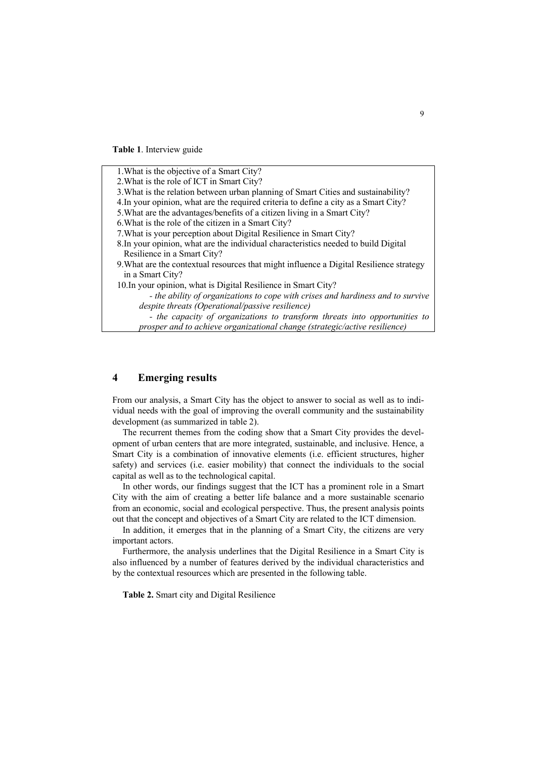**Table 1**. Interview guide

1. What is the objective of a Smart City?
2. What is the role of ICT in Smart City?
3. What is the relation between urban planning of Smart Cities and sustainability?
4. In your opinion, what are the required criteria to define a city as a Smart City?
5. What are the advantages/benefits of a citizen living in a Smart City?
6. What is the role of the citizen in a Smart City?
7. What is your perception about Digital Resilience in Smart City?
8. In your opinion, what are the individual characteristics needed to build Digital Resilience in a Smart City?
9. What are the contextual resources that might influence a Digital Resilience strategy in a Smart City?
10. In your opinion, what is Digital Resilience in Smart City?
    - *the ability of organizations to cope with crises and hardiness and to survive despite threats (Operational/passive resilience)*
    - *the capacity of organizations to transform threats into opportunities to prosper and to achieve organizational change (strategic/active resilience)*

## 4 Emerging results

From our analysis, a Smart City has the object to answer to social as well as to individual needs with the goal of improving the overall community and the sustainability development (as summarized in table 2).

The recurrent themes from the coding show that a Smart City provides the development of urban centers that are more integrated, sustainable, and inclusive. Hence, a Smart City is a combination of innovative elements (i.e. efficient structures, higher safety) and services (i.e. easier mobility) that connect the individuals to the social capital as well as to the technological capital.

In other words, our findings suggest that the ICT has a prominent role in a Smart City with the aim of creating a better life balance and a more sustainable scenario from an economic, social and ecological perspective. Thus, the present analysis points out that the concept and objectives of a Smart City are related to the ICT dimension.

In addition, it emerges that in the planning of a Smart City, the citizens are very important actors.

Furthermore, the analysis underlines that the Digital Resilience in a Smart City is also influenced by a number of features derived by the individual characteristics and by the contextual resources which are presented in the following table.

**Table 2.** Smart city and Digital Resilience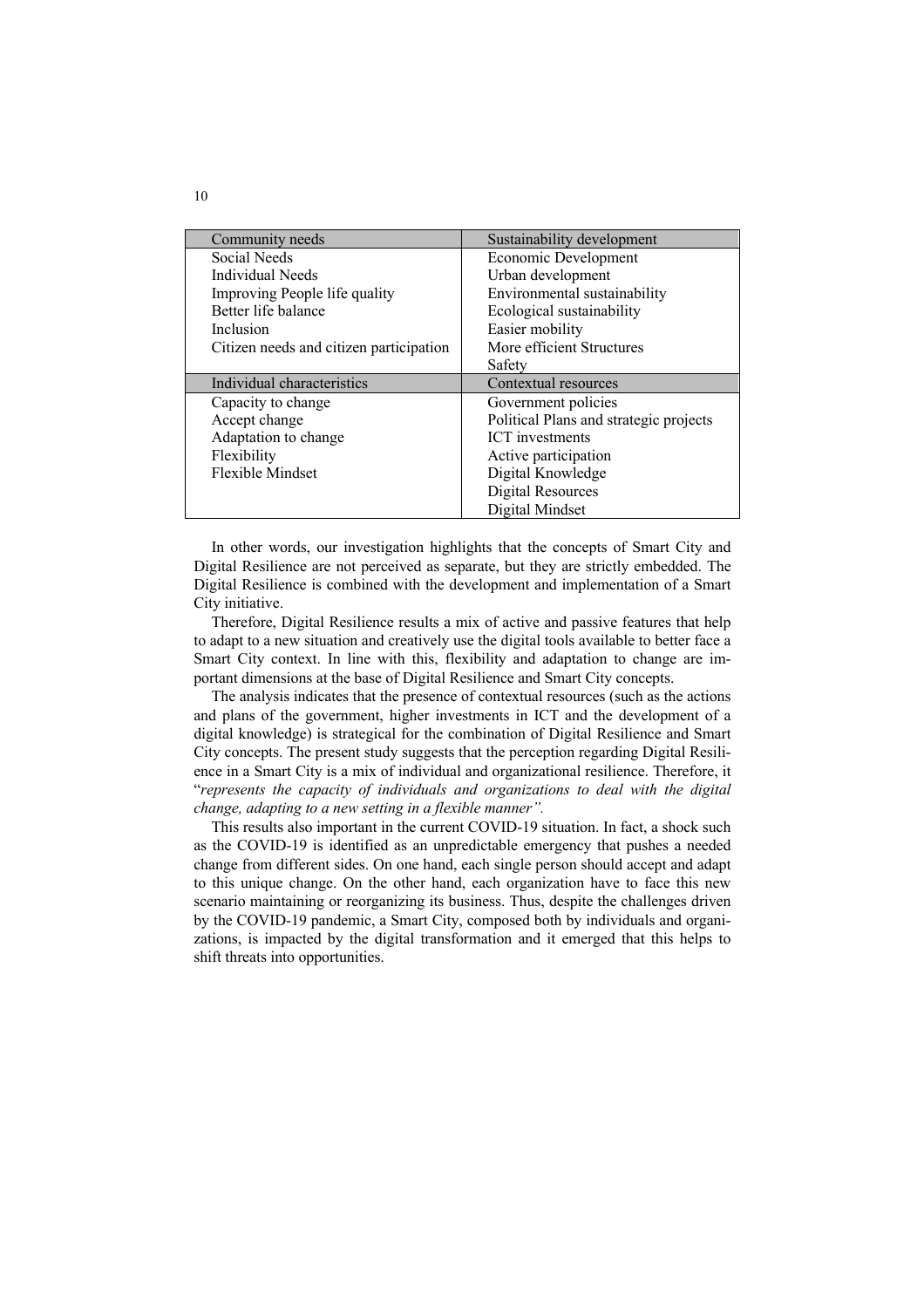| Community needs | Sustainability development |
|---|---|
| Social Needs | Economic Development |
| Individual Needs | Urban development |
| Improving People life quality | Environmental sustainability |
| Better life balance | Ecological sustainability |
| Inclusion | Easier mobility |
| Citizen needs and citizen participation | More efficient Structures |
| | Safety |
| **Individual characteristics** | **Contextual resources** |
| Capacity to change | Government policies |
| Accept change | Political Plans and strategic projects |
| Adaptation to change | ICT investments |
| Flexibility | Active participation |
| Flexible Mindset | Digital Knowledge |
| | Digital Resources |
| | Digital Mindset |

In other words, our investigation highlights that the concepts of Smart City and Digital Resilience are not perceived as separate, but they are strictly embedded. The Digital Resilience is combined with the development and implementation of a Smart City initiative.

Therefore, Digital Resilience results a mix of active and passive features that help to adapt to a new situation and creatively use the digital tools available to better face a Smart City context. In line with this, flexibility and adaptation to change are important dimensions at the base of Digital Resilience and Smart City concepts.

The analysis indicates that the presence of contextual resources (such as the actions and plans of the government, higher investments in ICT and the development of a digital knowledge) is strategical for the combination of Digital Resilience and Smart City concepts. The present study suggests that the perception regarding Digital Resilience in a Smart City is a mix of individual and organizational resilience. Therefore, it "*represents the capacity of individuals and organizations to deal with the digital change, adapting to a new setting in a flexible manner".*

This results also important in the current COVID-19 situation. In fact, a shock such as the COVID-19 is identified as an unpredictable emergency that pushes a needed change from different sides. On one hand, each single person should accept and adapt to this unique change. On the other hand, each organization have to face this new scenario maintaining or reorganizing its business. Thus, despite the challenges driven by the COVID-19 pandemic, a Smart City, composed both by individuals and organizations, is impacted by the digital transformation and it emerged that this helps to shift threats into opportunities.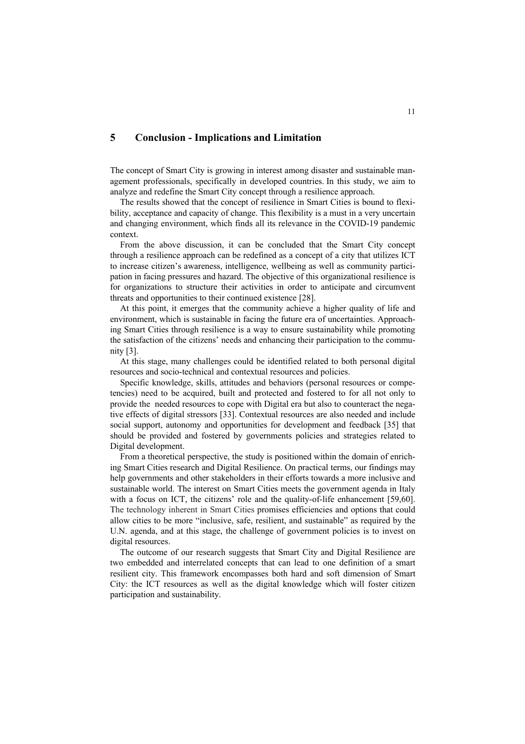## 5 Conclusion - Implications and Limitation

The concept of Smart City is growing in interest among disaster and sustainable management professionals, specifically in developed countries. In this study, we aim to analyze and redefine the Smart City concept through a resilience approach.

The results showed that the concept of resilience in Smart Cities is bound to flexibility, acceptance and capacity of change. This flexibility is a must in a very uncertain and changing environment, which finds all its relevance in the COVID-19 pandemic context.

From the above discussion, it can be concluded that the Smart City concept through a resilience approach can be redefined as a concept of a city that utilizes ICT to increase citizen's awareness, intelligence, wellbeing as well as community participation in facing pressures and hazard. The objective of this organizational resilience is for organizations to structure their activities in order to anticipate and circumvent threats and opportunities to their continued existence [28].

At this point, it emerges that the community achieve a higher quality of life and environment, which is sustainable in facing the future era of uncertainties. Approaching Smart Cities through resilience is a way to ensure sustainability while promoting the satisfaction of the citizens' needs and enhancing their participation to the community [3].

At this stage, many challenges could be identified related to both personal digital resources and socio-technical and contextual resources and policies.

Specific knowledge, skills, attitudes and behaviors (personal resources or competencies) need to be acquired, built and protected and fostered to for all not only to provide the needed resources to cope with Digital era but also to counteract the negative effects of digital stressors [33]. Contextual resources are also needed and include social support, autonomy and opportunities for development and feedback [35] that should be provided and fostered by governments policies and strategies related to Digital development.

From a theoretical perspective, the study is positioned within the domain of enriching Smart Cities research and Digital Resilience. On practical terms, our findings may help governments and other stakeholders in their efforts towards a more inclusive and sustainable world. The interest on Smart Cities meets the government agenda in Italy with a focus on ICT, the citizens' role and the quality-of-life enhancement [59,60]. The technology inherent in Smart Cities promises efficiencies and options that could allow cities to be more "inclusive, safe, resilient, and sustainable" as required by the U.N. agenda, and at this stage, the challenge of government policies is to invest on digital resources.

The outcome of our research suggests that Smart City and Digital Resilience are two embedded and interrelated concepts that can lead to one definition of a smart resilient city. This framework encompasses both hard and soft dimension of Smart City: the ICT resources as well as the digital knowledge which will foster citizen participation and sustainability.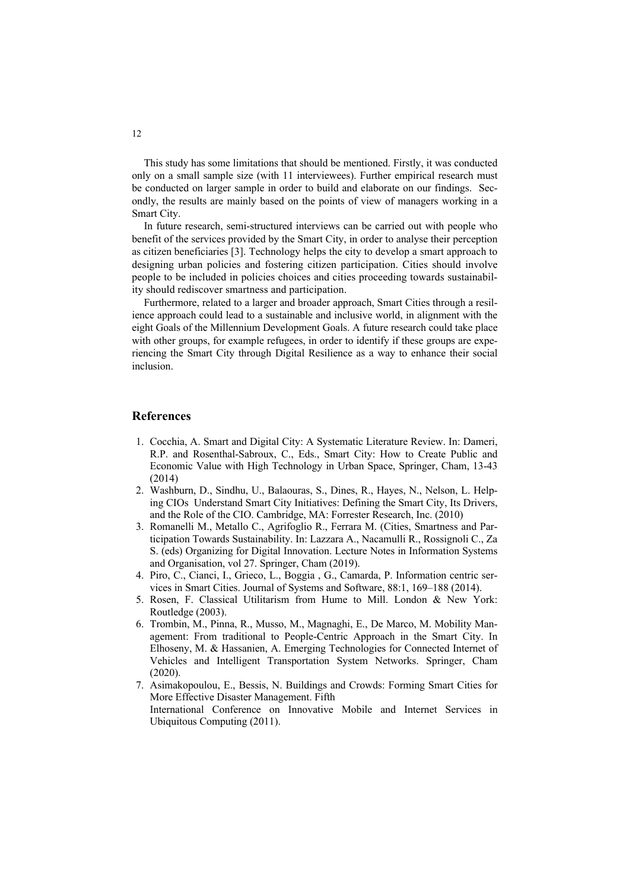This study has some limitations that should be mentioned. Firstly, it was conducted only on a small sample size (with 11 interviewees). Further empirical research must be conducted on larger sample in order to build and elaborate on our findings. Secondly, the results are mainly based on the points of view of managers working in a Smart City.

In future research, semi-structured interviews can be carried out with people who benefit of the services provided by the Smart City, in order to analyse their perception as citizen beneficiaries [3]. Technology helps the city to develop a smart approach to designing urban policies and fostering citizen participation. Cities should involve people to be included in policies choices and cities proceeding towards sustainability should rediscover smartness and participation.

Furthermore, related to a larger and broader approach, Smart Cities through a resilience approach could lead to a sustainable and inclusive world, in alignment with the eight Goals of the Millennium Development Goals. A future research could take place with other groups, for example refugees, in order to identify if these groups are experiencing the Smart City through Digital Resilience as a way to enhance their social inclusion.

## References

1. Cocchia, A. Smart and Digital City: A Systematic Literature Review. In: Dameri, R.P. and Rosenthal-Sabroux, C., Eds., Smart City: How to Create Public and Economic Value with High Technology in Urban Space, Springer, Cham, 13-43 (2014)
2. Washburn, D., Sindhu, U., Balaouras, S., Dines, R., Hayes, N., Nelson, L. Helping CIOs Understand Smart City Initiatives: Defining the Smart City, Its Drivers, and the Role of the CIO. Cambridge, MA: Forrester Research, Inc. (2010)
3. Romanelli M., Metallo C., Agrifoglio R., Ferrara M. (Cities, Smartness and Participation Towards Sustainability. In: Lazzara A., Nacamulli R., Rossignoli C., Za S. (eds) Organizing for Digital Innovation. Lecture Notes in Information Systems and Organisation, vol 27. Springer, Cham (2019).
4. Piro, C., Cianci, I., Grieco, L., Boggia , G., Camarda, P. Information centric services in Smart Cities. Journal of Systems and Software, 88:1, 169–188 (2014).
5. Rosen, F. Classical Utilitarism from Hume to Mill. London & New York: Routledge (2003).
6. Trombin, M., Pinna, R., Musso, M., Magnaghi, E., De Marco, M. Mobility Management: From traditional to People-Centric Approach in the Smart City. In Elhoseny, M. & Hassanien, A. Emerging Technologies for Connected Internet of Vehicles and Intelligent Transportation System Networks. Springer, Cham (2020).
7. Asimakopoulou, E., Bessis, N. Buildings and Crowds: Forming Smart Cities for More Effective Disaster Management. Fifth International Conference on Innovative Mobile and Internet Services in Ubiquitous Computing (2011).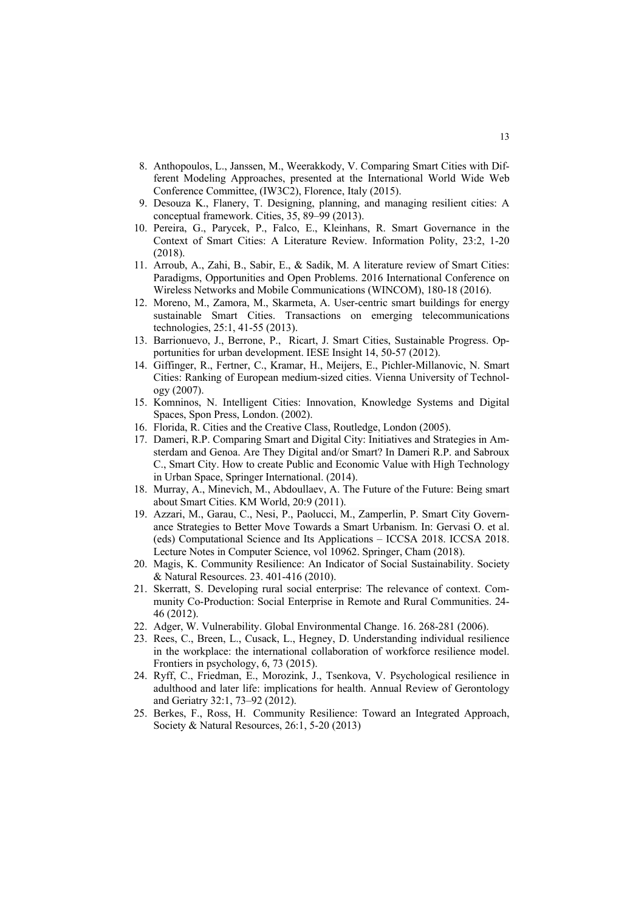8. Anthopoulos, L., Janssen, M., Weerakkody, V. Comparing Smart Cities with Different Modeling Approaches, presented at the International World Wide Web Conference Committee, (IW3C2), Florence, Italy (2015).
9. Desouza K., Flanery, T. Designing, planning, and managing resilient cities: A conceptual framework. Cities, 35, 89–99 (2013).
10. Pereira, G., Parycek, P., Falco, E., Kleinhans, R. Smart Governance in the Context of Smart Cities: A Literature Review. Information Polity, 23:2, 1-20 (2018).
11. Arroub, A., Zahi, B., Sabir, E., & Sadik, M. A literature review of Smart Cities: Paradigms, Opportunities and Open Problems. 2016 International Conference on Wireless Networks and Mobile Communications (WINCOM), 180-18 (2016).
12. Moreno, M., Zamora, M., Skarmeta, A. User-centric smart buildings for energy sustainable Smart Cities. Transactions on emerging telecommunications technologies, 25:1, 41-55 (2013).
13. Barrionuevo, J., Berrone, P., Ricart, J. Smart Cities, Sustainable Progress. Opportunities for urban development. IESE Insight 14, 50-57 (2012).
14. Giffinger, R., Fertner, C., Kramar, H., Meijers, E., Pichler-Millanovic, N. Smart Cities: Ranking of European medium-sized cities. Vienna University of Technology (2007).
15. Komninos, N. Intelligent Cities: Innovation, Knowledge Systems and Digital Spaces, Spon Press, London. (2002).
16. Florida, R. Cities and the Creative Class, Routledge, London (2005).
17. Dameri, R.P. Comparing Smart and Digital City: Initiatives and Strategies in Amsterdam and Genoa. Are They Digital and/or Smart? In Dameri R.P. and Sabroux C., Smart City. How to create Public and Economic Value with High Technology in Urban Space, Springer International. (2014).
18. Murray, A., Minevich, M., Abdoullaev, A. The Future of the Future: Being smart about Smart Cities. KM World, 20:9 (2011).
19. Azzari, M., Garau, C., Nesi, P., Paolucci, M., Zamperlin, P. Smart City Governance Strategies to Better Move Towards a Smart Urbanism. In: Gervasi O. et al. (eds) Computational Science and Its Applications – ICCSA 2018. ICCSA 2018. Lecture Notes in Computer Science, vol 10962. Springer, Cham (2018).
20. Magis, K. Community Resilience: An Indicator of Social Sustainability. Society & Natural Resources. 23. 401-416 (2010).
21. Skerratt, S. Developing rural social enterprise: The relevance of context. Community Co-Production: Social Enterprise in Remote and Rural Communities. 24-46 (2012).
22. Adger, W. Vulnerability. Global Environmental Change. 16. 268-281 (2006).
23. Rees, C., Breen, L., Cusack, L., Hegney, D. Understanding individual resilience in the workplace: the international collaboration of workforce resilience model. Frontiers in psychology, 6, 73 (2015).
24. Ryff, C., Friedman, E., Morozink, J., Tsenkova, V. Psychological resilience in adulthood and later life: implications for health. Annual Review of Gerontology and Geriatry 32:1, 73–92 (2012).
25. Berkes, F., Ross, H. Community Resilience: Toward an Integrated Approach, Society & Natural Resources, 26:1, 5-20 (2013)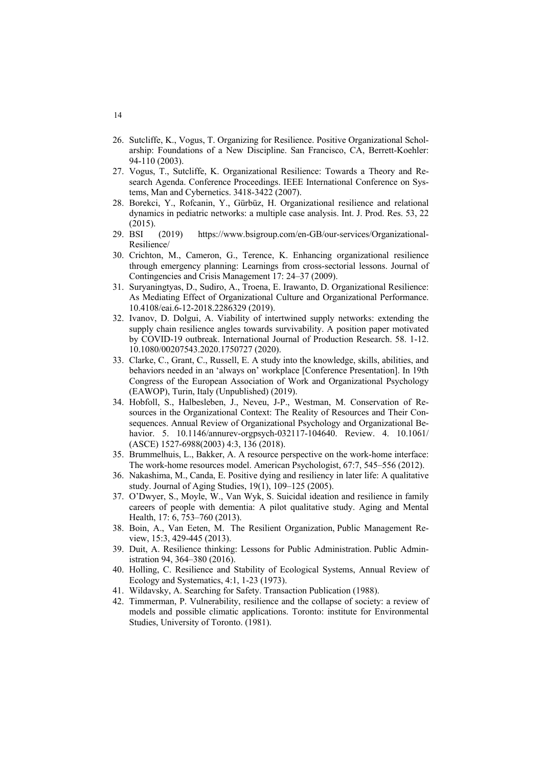26. Sutcliffe, K., Vogus, T. Organizing for Resilience. Positive Organizational Scholarship: Foundations of a New Discipline. San Francisco, CA, Berrett-Koehler: 94-110 (2003).
27. Vogus, T., Sutcliffe, K. Organizational Resilience: Towards a Theory and Research Agenda. Conference Proceedings. IEEE International Conference on Systems, Man and Cybernetics. 3418-3422 (2007).
28. Borekci, Y., Rofcanin, Y., Gürbüz, H. Organizational resilience and relational dynamics in pediatric networks: a multiple case analysis. Int. J. Prod. Res. 53, 22 (2015).
29. BSI (2019) https://www.bsigroup.com/en-GB/our-services/Organizational-Resilience/
30. Crichton, M., Cameron, G., Terence, K. Enhancing organizational resilience through emergency planning: Learnings from cross-sectorial lessons. Journal of Contingencies and Crisis Management 17: 24–37 (2009).
31. Suryaningtyas, D., Sudiro, A., Troena, E. Irawanto, D. Organizational Resilience: As Mediating Effect of Organizational Culture and Organizational Performance. 10.4108/eai.6-12-2018.2286329 (2019).
32. Ivanov, D. Dolgui, A. Viability of intertwined supply networks: extending the supply chain resilience angles towards survivability. A position paper motivated by COVID-19 outbreak. International Journal of Production Research. 58. 1-12. 10.1080/00207543.2020.1750727 (2020).
33. Clarke, C., Grant, C., Russell, E. A study into the knowledge, skills, abilities, and behaviors needed in an 'always on' workplace [Conference Presentation]. In 19th Congress of the European Association of Work and Organizational Psychology (EAWOP), Turin, Italy (Unpublished) (2019).
34. Hobfoll, S., Halbesleben, J., Neveu, J-P., Westman, M. Conservation of Resources in the Organizational Context: The Reality of Resources and Their Consequences. Annual Review of Organizational Psychology and Organizational Behavior. 5. 10.1146/annurev-orgpsych-032117-104640. Review. 4. 10.1061/(ASCE) 1527-6988(2003) 4:3, 136 (2018).
35. Brummelhuis, L., Bakker, A. A resource perspective on the work-home interface: The work-home resources model. American Psychologist, 67:7, 545–556 (2012).
36. Nakashima, M., Canda, E. Positive dying and resiliency in later life: A qualitative study. Journal of Aging Studies, 19(1), 109–125 (2005).
37. O'Dwyer, S., Moyle, W., Van Wyk, S. Suicidal ideation and resilience in family careers of people with dementia: A pilot qualitative study. Aging and Mental Health, 17: 6, 753–760 (2013).
38. Boin, A., Van Eeten, M. The Resilient Organization, Public Management Review, 15:3, 429-445 (2013).
39. Duit, A. Resilience thinking: Lessons for Public Administration. Public Administration 94, 364–380 (2016).
40. Holling, C. Resilience and Stability of Ecological Systems, Annual Review of Ecology and Systematics, 4:1, 1-23 (1973).
41. Wildavsky, A. Searching for Safety. Transaction Publication (1988).
42. Timmerman, P. Vulnerability, resilience and the collapse of society: a review of models and possible climatic applications. Toronto: institute for Environmental Studies, University of Toronto. (1981).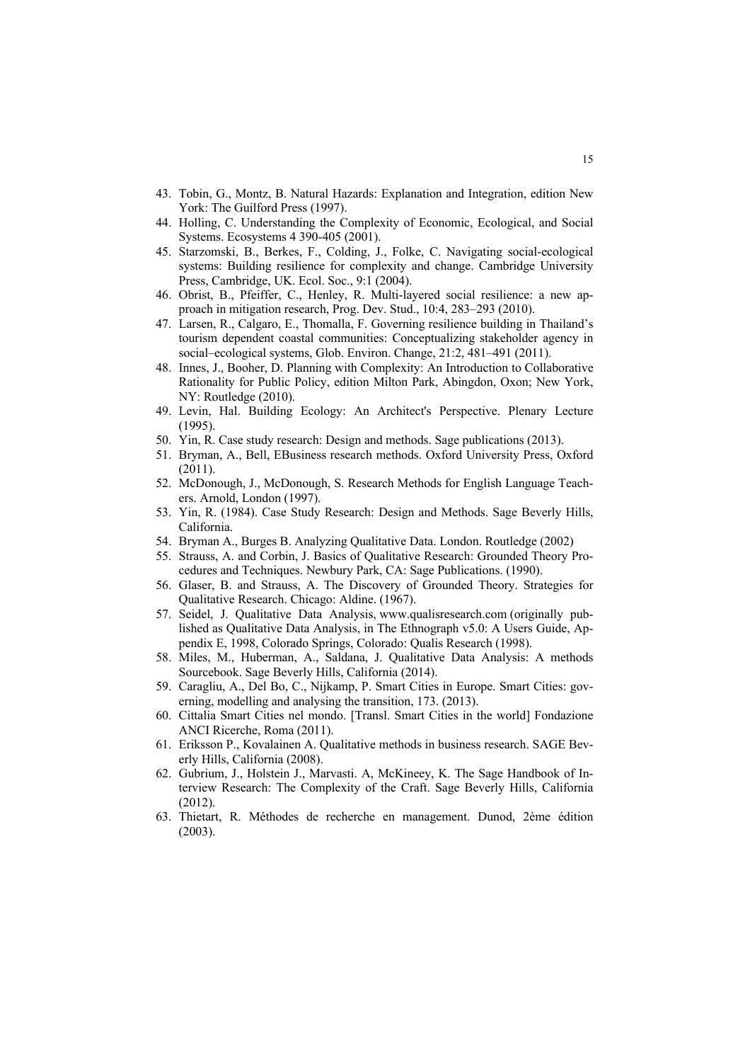43. Tobin, G., Montz, B. Natural Hazards: Explanation and Integration, edition New York: The Guilford Press (1997).
44. Holling, C. Understanding the Complexity of Economic, Ecological, and Social Systems. Ecosystems 4 390-405 (2001).
45. Starzomski, B., Berkes, F., Colding, J., Folke, C. Navigating social-ecological systems: Building resilience for complexity and change. Cambridge University Press, Cambridge, UK. Ecol. Soc., 9:1 (2004).
46. Obrist, B., Pfeiffer, C., Henley, R. Multi-layered social resilience: a new approach in mitigation research, Prog. Dev. Stud., 10:4, 283–293 (2010).
47. Larsen, R., Calgaro, E., Thomalla, F. Governing resilience building in Thailand's tourism dependent coastal communities: Conceptualizing stakeholder agency in social–ecological systems, Glob. Environ. Change, 21:2, 481–491 (2011).
48. Innes, J., Booher, D. Planning with Complexity: An Introduction to Collaborative Rationality for Public Policy, edition Milton Park, Abingdon, Oxon; New York, NY: Routledge (2010).
49. Levin, Hal. Building Ecology: An Architect's Perspective. Plenary Lecture (1995).
50. Yin, R. Case study research: Design and methods. Sage publications (2013).
51. Bryman, A., Bell, EBusiness research methods. Oxford University Press, Oxford (2011).
52. McDonough, J., McDonough, S. Research Methods for English Language Teachers. Arnold, London (1997).
53. Yin, R. (1984). Case Study Research: Design and Methods. Sage Beverly Hills, California.
54. Bryman A., Burges B. Analyzing Qualitative Data. London. Routledge (2002)
55. Strauss, A. and Corbin, J. Basics of Qualitative Research: Grounded Theory Procedures and Techniques. Newbury Park, CA: Sage Publications. (1990).
56. Glaser, B. and Strauss, A. The Discovery of Grounded Theory. Strategies for Qualitative Research. Chicago: Aldine. (1967).
57. Seidel, J. Qualitative Data Analysis, www.qualisresearch.com (originally published as Qualitative Data Analysis, in The Ethnograph v5.0: A Users Guide, Appendix E, 1998, Colorado Springs, Colorado: Qualis Research (1998).
58. Miles, M., Huberman, A., Saldana, J. Qualitative Data Analysis: A methods Sourcebook. Sage Beverly Hills, California (2014).
59. Caragliu, A., Del Bo, C., Nijkamp, P. Smart Cities in Europe. Smart Cities: governing, modelling and analysing the transition, 173. (2013).
60. Cittalia Smart Cities nel mondo. [Transl. Smart Cities in the world] Fondazione ANCI Ricerche, Roma (2011).
61. Eriksson P., Kovalainen A. Qualitative methods in business research. SAGE Beverly Hills, California (2008).
62. Gubrium, J., Holstein J., Marvasti. A, McKineey, K. The Sage Handbook of Interview Research: The Complexity of the Craft. Sage Beverly Hills, California (2012).
63. Thietart, R. Méthodes de recherche en management. Dunod, 2ème édition (2003).